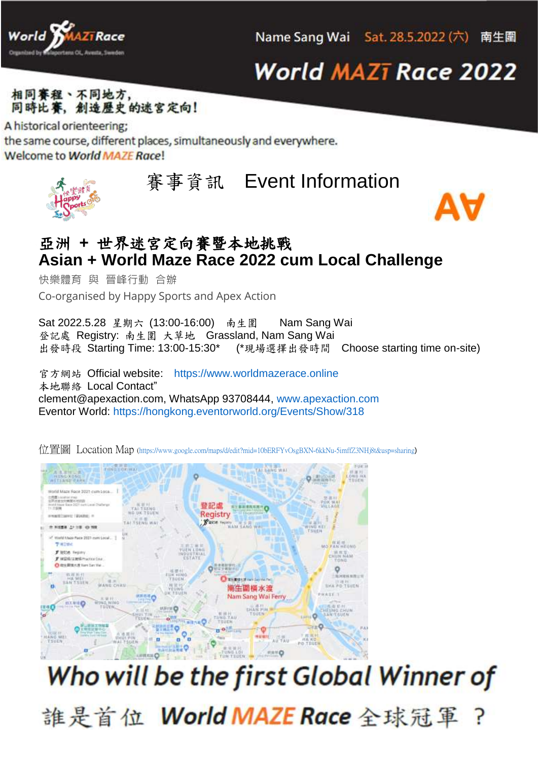World MAZE Race
Organised by Wlaportens OL, Avesta, Sweden

Name Sang Wai Sat. 28.5.2022 (六) 南生圍

# World MAZE Race 2022

相同賽程、不同地方，
同時比賽，創造歷史的迷宮定向！

A historical orienteering;
the same course, different places, simultaneously and everywhere.
Welcome to *World MAZE Race*!

## 賽事資訊 Event Information

## 亞洲 + 世界迷宮定向賽暨本地挑戰
## Asian + World Maze Race 2022 cum Local Challenge

快樂體育 與 晉峰行動 合辦
Co-organised by Happy Sports and Apex Action

Sat 2022.5.28 星期六 (13:00-16:00) 南生圍 Nam Sang Wai
登記處 Registry: 南生圍 大草地 Grassland, Nam Sang Wai
出發時段 Starting Time: 13:00-15:30* (*現場選擇出發時間 Choose starting time on-site)

官方網站 Official website: https://www.worldmazerace.online
本地聯絡 Local Contact"
clement@apexaction.com, WhatsApp 93708444, www.apexaction.com
Eventor World: https://hongkong.eventorworld.org/Events/Show/318

位置圖 Location Map (https://www.google.com/maps/d/edit?mid=10bERFYvOsgBXN-6kkNu-5imfZ3NHj8t&usp=sharing)

登記處 Registry

南生圍橫水渡 Nam Sang Wai Ferry

## Who will be the first Global Winner of

## 誰是首位 World MAZE Race 全球冠軍 ？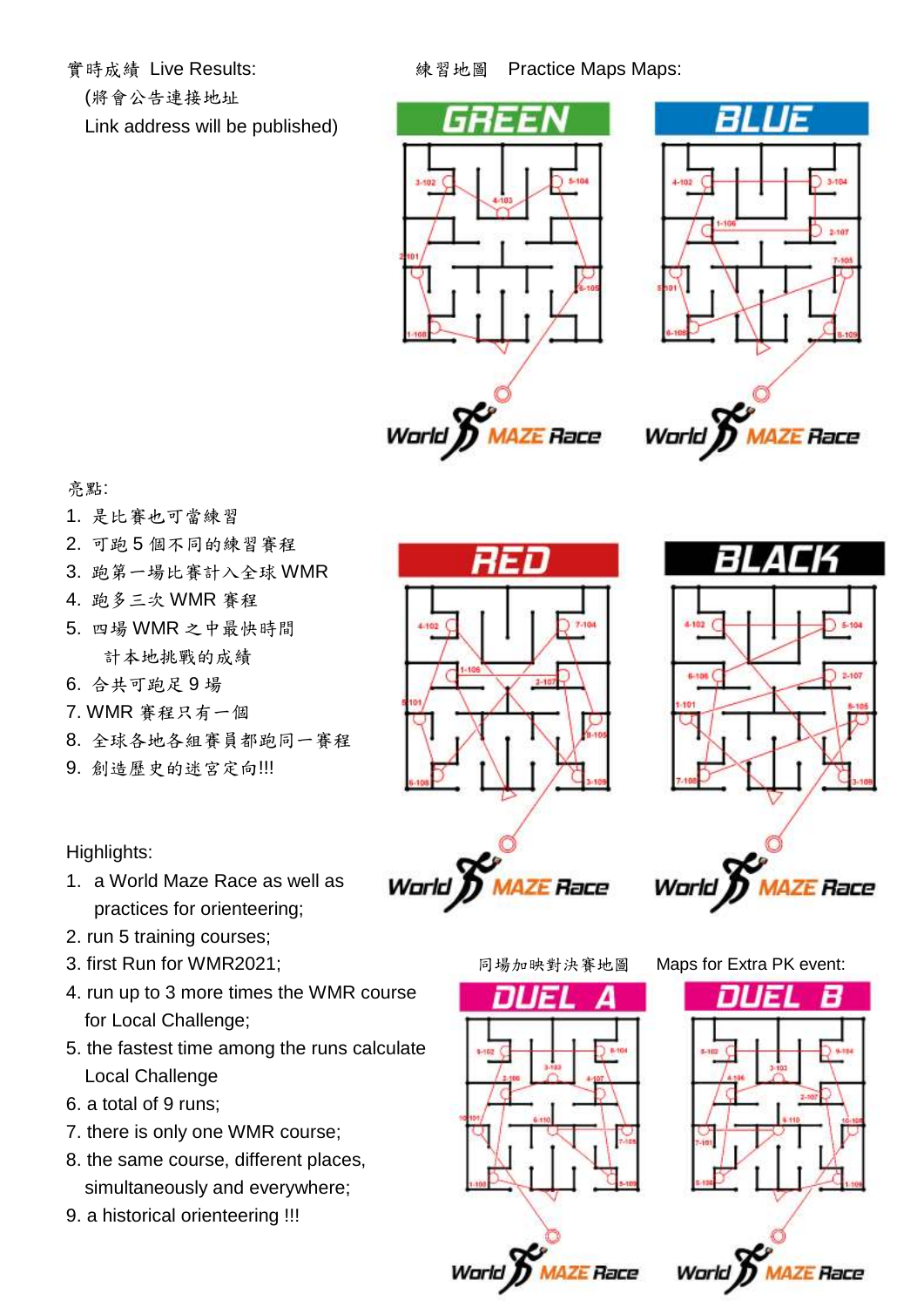實時成績 Live Results:

(將會公告連接地址

Link address will be published)

練習地圖 Practice Maps Maps:

GREEN

BLUE

RED

BLACK

亮點:

1. 是比賽也可當練習
2. 可跑 5 個不同的練習賽程
3. 跑第一場比賽計入全球 WMR
4. 跑多三次 WMR 賽程
5. 四場 WMR 之中最快時間計本地挑戰的成績
6. 合共可跑足 9 場
7. WMR 賽程只有一個
8. 全球各地各組賽員都跑同一賽程
9. 創造歷史的迷宮定向!!!

Highlights:

1. a World Maze Race as well as practices for orienteering;
2. run 5 training courses;
3. first Run for WMR2021;
4. run up to 3 more times the WMR course for Local Challenge;
5. the fastest time among the runs calculate Local Challenge
6. a total of 9 runs;
7. there is only one WMR course;
8. the same course, different places, simultaneously and everywhere;
9. a historical orienteering !!!

同場加映對決賽地圖 Maps for Extra PK event:

DUEL A

DUEL B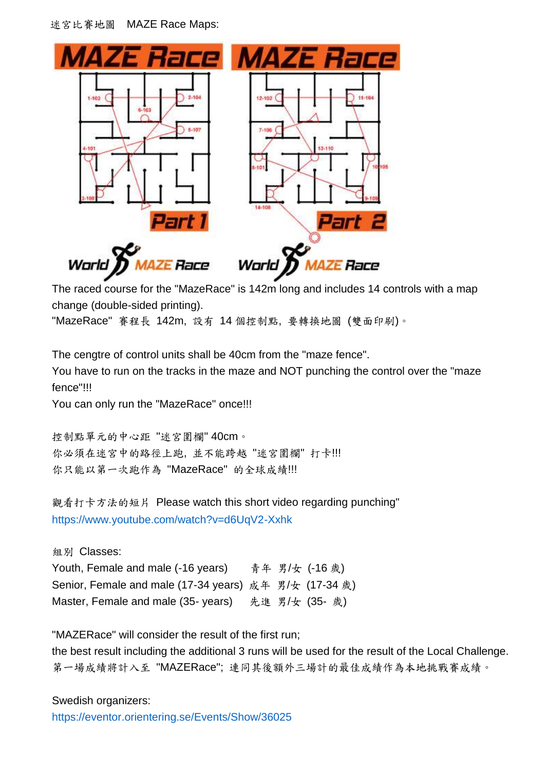迷宮比賽地圖　MAZE Race Maps:

MAZE Race

1-102
2-104
6-103
5-107
4-101
3-108

Part 1

MAZE Race

12-102
11-104
7-106
13-110
8-101
10-105
9-109
14-108

Part 2

World MAZE Race

World MAZE Race

The raced course for the "MazeRace" is 142m long and includes 14 controls with a map change (double-sided printing).

"MazeRace" 賽程長 142m, 設有 14 個控制點, 要轉換地圖 (雙面印刷)。

The cengtre of control units shall be 40cm from the "maze fence".

You have to run on the tracks in the maze and NOT punching the control over the "maze fence"!!!

You can only run the "MazeRace" once!!!

控制點單元的中心距 "迷宮圍欄" 40cm。

你必須在迷宮中的路徑上跑, 並不能跨越 "迷宮圍欄" 打卡!!!

你只能以第一次跑作為 "MazeRace" 的全球成績!!!

觀看打卡方法的短片 Please watch this short video regarding punching"

https://www.youtube.com/watch?v=d6UqV2-Xxhk

組別 Classes:

Youth, Female and male (-16 years)　青年 男/女 (-16 歲)

Senior, Female and male (17-34 years) 成年 男/女 (17-34 歲)

Master, Female and male (35- years)　先進 男/女 (35- 歲)

"MAZERace" will consider the result of the first run;

the best result including the additional 3 runs will be used for the result of the Local Challenge.

第一場成績將計入至 "MAZERace"; 連同其後額外三場計的最佳成績作為本地挑戰賽成績。

Swedish organizers:

https://eventor.orientering.se/Events/Show/36025